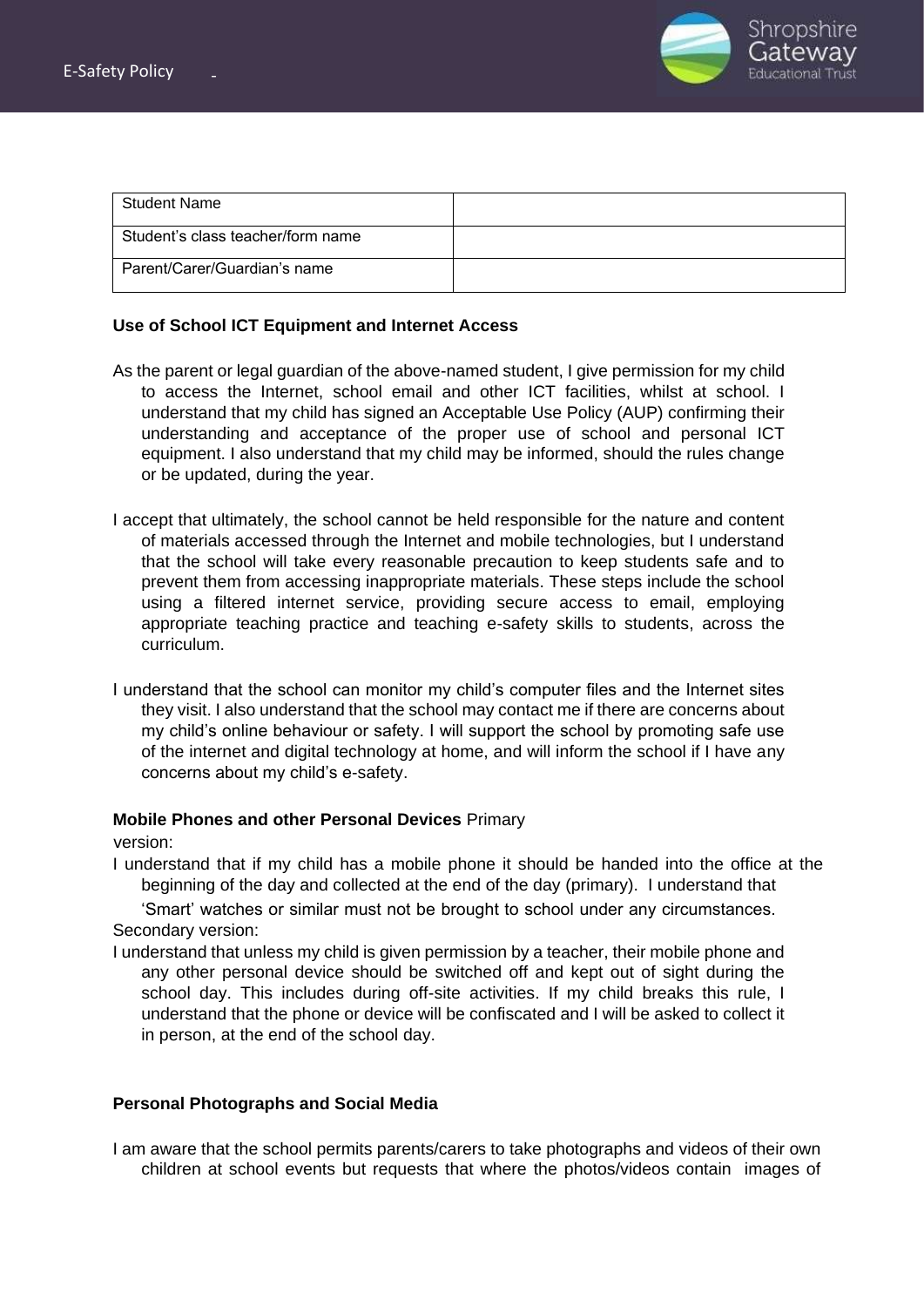| Student Name | |
|---|---|
| Student's class teacher/form name | |
| Parent/Carer/Guardian's name | |

**Use of School ICT Equipment and Internet Access**

As the parent or legal guardian of the above-named student, I give permission for my child to access the Internet, school email and other ICT facilities, whilst at school. I understand that my child has signed an Acceptable Use Policy (AUP) confirming their understanding and acceptance of the proper use of school and personal ICT equipment. I also understand that my child may be informed, should the rules change or be updated, during the year.

I accept that ultimately, the school cannot be held responsible for the nature and content of materials accessed through the Internet and mobile technologies, but I understand that the school will take every reasonable precaution to keep students safe and to prevent them from accessing inappropriate materials. These steps include the school using a filtered internet service, providing secure access to email, employing appropriate teaching practice and teaching e-safety skills to students, across the curriculum.

I understand that the school can monitor my child's computer files and the Internet sites they visit. I also understand that the school may contact me if there are concerns about my child's online behaviour or safety. I will support the school by promoting safe use of the internet and digital technology at home, and will inform the school if I have any concerns about my child's e-safety.

**Mobile Phones and other Personal Devices** Primary version:

I understand that if my child has a mobile phone it should be handed into the office at the beginning of the day and collected at the end of the day (primary). I understand that 'Smart' watches or similar must not be brought to school under any circumstances.

Secondary version:

I understand that unless my child is given permission by a teacher, their mobile phone and any other personal device should be switched off and kept out of sight during the school day. This includes during off-site activities. If my child breaks this rule, I understand that the phone or device will be confiscated and I will be asked to collect it in person, at the end of the school day.

**Personal Photographs and Social Media**

I am aware that the school permits parents/carers to take photographs and videos of their own children at school events but requests that where the photos/videos contain images of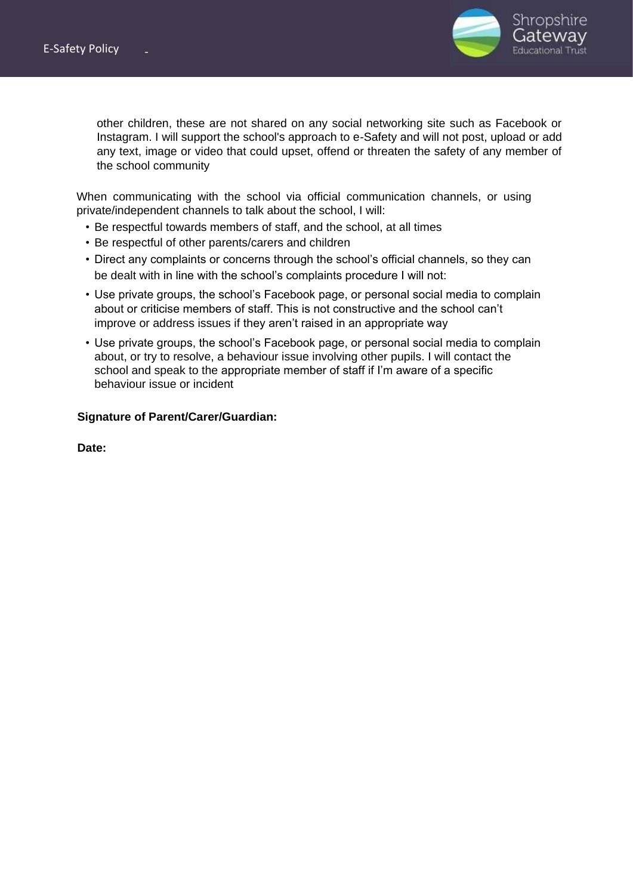other children, these are not shared on any social networking site such as Facebook or Instagram. I will support the school's approach to e-Safety and will not post, upload or add any text, image or video that could upset, offend or threaten the safety of any member of the school community

When communicating with the school via official communication channels, or using private/independent channels to talk about the school, I will:

- Be respectful towards members of staff, and the school, at all times
- Be respectful of other parents/carers and children
- Direct any complaints or concerns through the school's official channels, so they can be dealt with in line with the school's complaints procedure I will not:
- Use private groups, the school's Facebook page, or personal social media to complain about or criticise members of staff. This is not constructive and the school can't improve or address issues if they aren't raised in an appropriate way
- Use private groups, the school's Facebook page, or personal social media to complain about, or try to resolve, a behaviour issue involving other pupils. I will contact the school and speak to the appropriate member of staff if I'm aware of a specific behaviour issue or incident

**Signature of Parent/Carer/Guardian:**

**Date:**